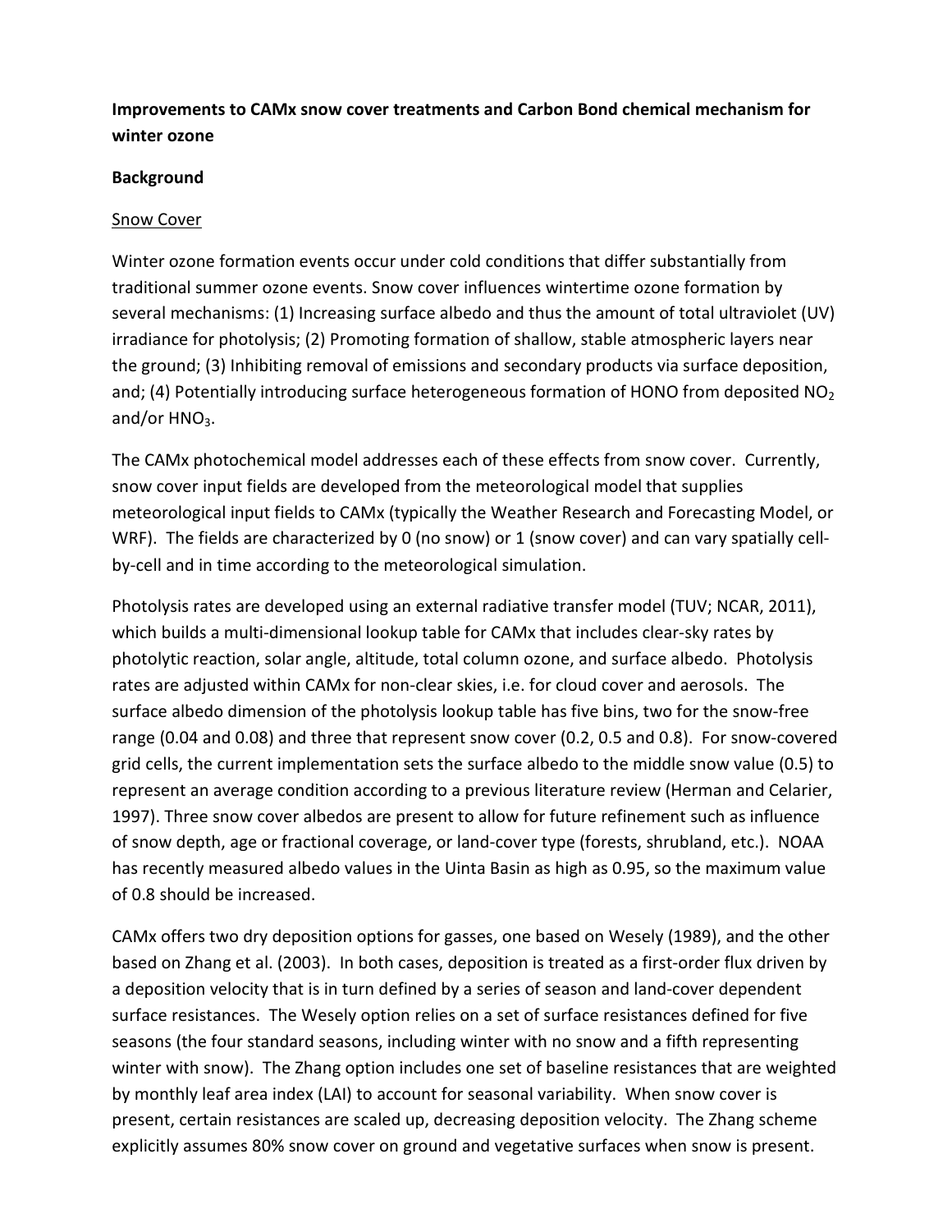# Improvements to CAMx snow cover treatments and Carbon Bond chemical mechanism for winter ozone

## Background

### Snow Cover

Winter ozone formation events occur under cold conditions that differ substantially from traditional summer ozone events. Snow cover influences wintertime ozone formation by several mechanisms: (1) Increasing surface albedo and thus the amount of total ultraviolet (UV) irradiance for photolysis; (2) Promoting formation of shallow, stable atmospheric layers near the ground; (3) Inhibiting removal of emissions and secondary products via surface deposition, and; (4) Potentially introducing surface heterogeneous formation of HONO from deposited $NO_2$ and/or $HNO_3$.

The CAMx photochemical model addresses each of these effects from snow cover. Currently, snow cover input fields are developed from the meteorological model that supplies meteorological input fields to CAMx (typically the Weather Research and Forecasting Model, or WRF). The fields are characterized by 0 (no snow) or 1 (snow cover) and can vary spatially cell-by-cell and in time according to the meteorological simulation.

Photolysis rates are developed using an external radiative transfer model (TUV; NCAR, 2011), which builds a multi-dimensional lookup table for CAMx that includes clear-sky rates by photolytic reaction, solar angle, altitude, total column ozone, and surface albedo. Photolysis rates are adjusted within CAMx for non-clear skies, i.e. for cloud cover and aerosols. The surface albedo dimension of the photolysis lookup table has five bins, two for the snow-free range (0.04 and 0.08) and three that represent snow cover (0.2, 0.5 and 0.8). For snow-covered grid cells, the current implementation sets the surface albedo to the middle snow value (0.5) to represent an average condition according to a previous literature review (Herman and Celarier, 1997). Three snow cover albedos are present to allow for future refinement such as influence of snow depth, age or fractional coverage, or land-cover type (forests, shrubland, etc.). NOAA has recently measured albedo values in the Uinta Basin as high as 0.95, so the maximum value of 0.8 should be increased.

CAMx offers two dry deposition options for gasses, one based on Wesely (1989), and the other based on Zhang et al. (2003). In both cases, deposition is treated as a first-order flux driven by a deposition velocity that is in turn defined by a series of season and land-cover dependent surface resistances. The Wesely option relies on a set of surface resistances defined for five seasons (the four standard seasons, including winter with no snow and a fifth representing winter with snow). The Zhang option includes one set of baseline resistances that are weighted by monthly leaf area index (LAI) to account for seasonal variability. When snow cover is present, certain resistances are scaled up, decreasing deposition velocity. The Zhang scheme explicitly assumes 80% snow cover on ground and vegetative surfaces when snow is present.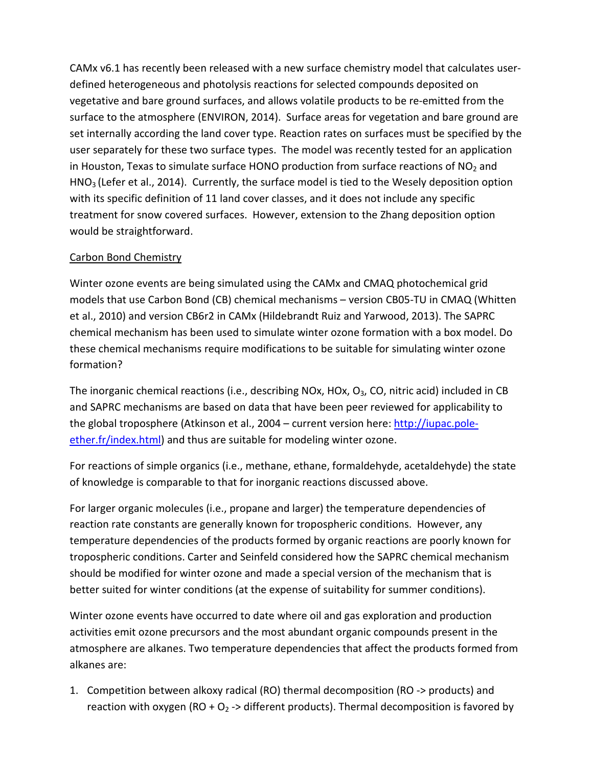CAMx v6.1 has recently been released with a new surface chemistry model that calculates user-defined heterogeneous and photolysis reactions for selected compounds deposited on vegetative and bare ground surfaces, and allows volatile products to be re-emitted from the surface to the atmosphere (ENVIRON, 2014). Surface areas for vegetation and bare ground are set internally according the land cover type. Reaction rates on surfaces must be specified by the user separately for these two surface types. The model was recently tested for an application in Houston, Texas to simulate surface HONO production from surface reactions of $NO_2$ and $HNO_3$ (Lefer et al., 2014). Currently, the surface model is tied to the Wesely deposition option with its specific definition of 11 land cover classes, and it does not include any specific treatment for snow covered surfaces. However, extension to the Zhang deposition option would be straightforward.

<u>Carbon Bond Chemistry</u>

Winter ozone events are being simulated using the CAMx and CMAQ photochemical grid models that use Carbon Bond (CB) chemical mechanisms – version CB05-TU in CMAQ (Whitten et al., 2010) and version CB6r2 in CAMx (Hildebrandt Ruiz and Yarwood, 2013). The SAPRC chemical mechanism has been used to simulate winter ozone formation with a box model. Do these chemical mechanisms require modifications to be suitable for simulating winter ozone formation?

The inorganic chemical reactions (i.e., describing NOx, HOx, $O_3$, CO, nitric acid) included in CB and SAPRC mechanisms are based on data that have been peer reviewed for applicability to the global troposphere (Atkinson et al., 2004 – current version here: http://iupac.pole-ether.fr/index.html) and thus are suitable for modeling winter ozone.

For reactions of simple organics (i.e., methane, ethane, formaldehyde, acetaldehyde) the state of knowledge is comparable to that for inorganic reactions discussed above.

For larger organic molecules (i.e., propane and larger) the temperature dependencies of reaction rate constants are generally known for tropospheric conditions. However, any temperature dependencies of the products formed by organic reactions are poorly known for tropospheric conditions. Carter and Seinfeld considered how the SAPRC chemical mechanism should be modified for winter ozone and made a special version of the mechanism that is better suited for winter conditions (at the expense of suitability for summer conditions).

Winter ozone events have occurred to date where oil and gas exploration and production activities emit ozone precursors and the most abundant organic compounds present in the atmosphere are alkanes. Two temperature dependencies that affect the products formed from alkanes are:

1. Competition between alkoxy radical (RO) thermal decomposition (RO -> products) and reaction with oxygen (RO + $O_2$ -> different products). Thermal decomposition is favored by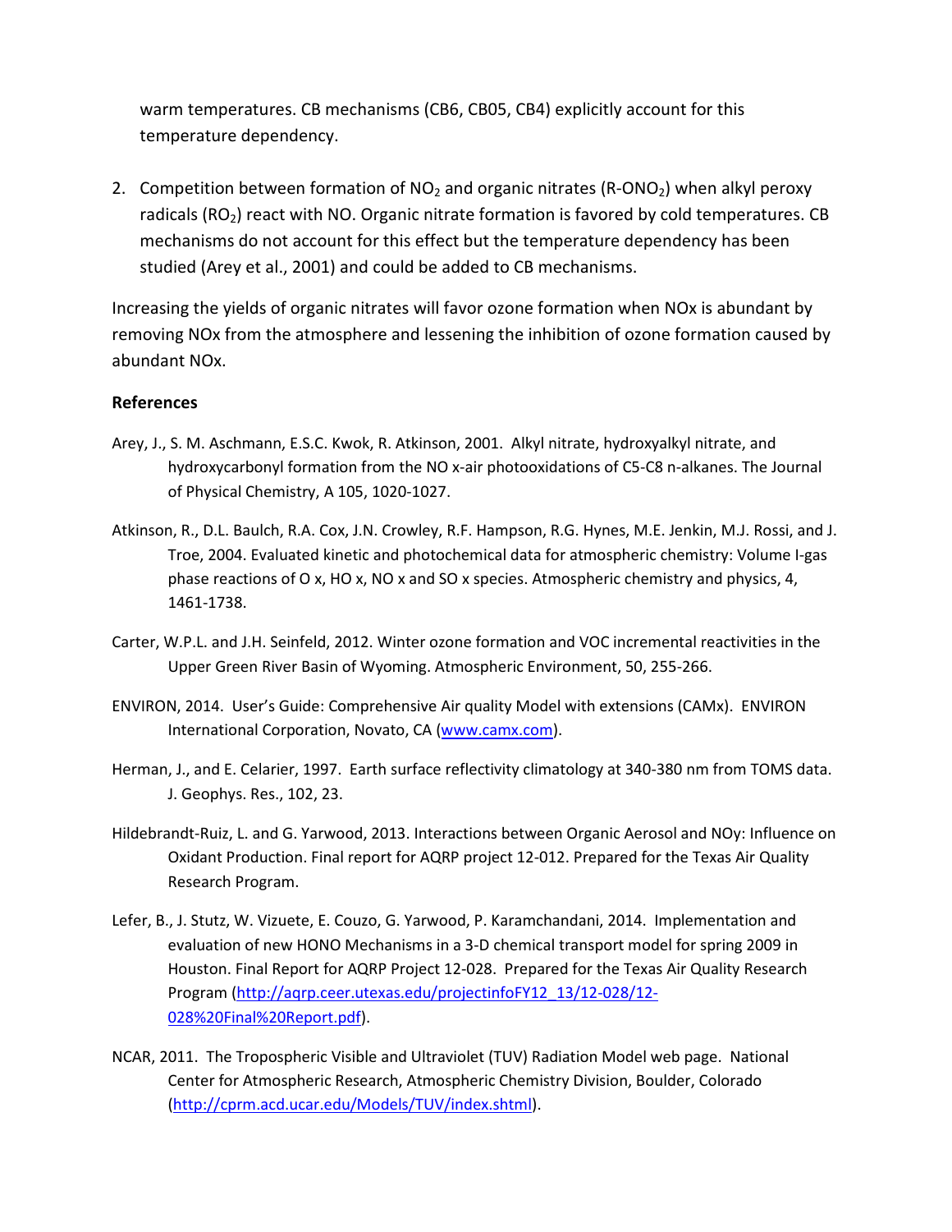warm temperatures. CB mechanisms (CB6, CB05, CB4) explicitly account for this temperature dependency.

2. Competition between formation of $NO_2$ and organic nitrates (R-$ONO_2$) when alkyl peroxy radicals ($RO_2$) react with NO. Organic nitrate formation is favored by cold temperatures. CB mechanisms do not account for this effect but the temperature dependency has been studied (Arey et al., 2001) and could be added to CB mechanisms.

Increasing the yields of organic nitrates will favor ozone formation when NOx is abundant by removing NOx from the atmosphere and lessening the inhibition of ozone formation caused by abundant NOx.

**References**

Arey, J., S. M. Aschmann, E.S.C. Kwok, R. Atkinson, 2001. Alkyl nitrate, hydroxyalkyl nitrate, and hydroxycarbonyl formation from the NO x-air photooxidations of C5-C8 n-alkanes. The Journal of Physical Chemistry, A 105, 1020-1027.

Atkinson, R., D.L. Baulch, R.A. Cox, J.N. Crowley, R.F. Hampson, R.G. Hynes, M.E. Jenkin, M.J. Rossi, and J. Troe, 2004. Evaluated kinetic and photochemical data for atmospheric chemistry: Volume I-gas phase reactions of O x, HO x, NO x and SO x species. Atmospheric chemistry and physics, 4, 1461-1738.

Carter, W.P.L. and J.H. Seinfeld, 2012. Winter ozone formation and VOC incremental reactivities in the Upper Green River Basin of Wyoming. Atmospheric Environment, 50, 255-266.

ENVIRON, 2014. User's Guide: Comprehensive Air quality Model with extensions (CAMx). ENVIRON International Corporation, Novato, CA (www.camx.com).

Herman, J., and E. Celarier, 1997. Earth surface reflectivity climatology at 340-380 nm from TOMS data. J. Geophys. Res., 102, 23.

Hildebrandt-Ruiz, L. and G. Yarwood, 2013. Interactions between Organic Aerosol and NOy: Influence on Oxidant Production. Final report for AQRP project 12-012. Prepared for the Texas Air Quality Research Program.

Lefer, B., J. Stutz, W. Vizuete, E. Couzo, G. Yarwood, P. Karamchandani, 2014. Implementation and evaluation of new HONO Mechanisms in a 3-D chemical transport model for spring 2009 in Houston. Final Report for AQRP Project 12-028. Prepared for the Texas Air Quality Research Program (http://aqrp.ceer.utexas.edu/projectinfoFY12_13/12-028/12-028%20Final%20Report.pdf).

NCAR, 2011. The Tropospheric Visible and Ultraviolet (TUV) Radiation Model web page. National Center for Atmospheric Research, Atmospheric Chemistry Division, Boulder, Colorado (http://cprm.acd.ucar.edu/Models/TUV/index.shtml).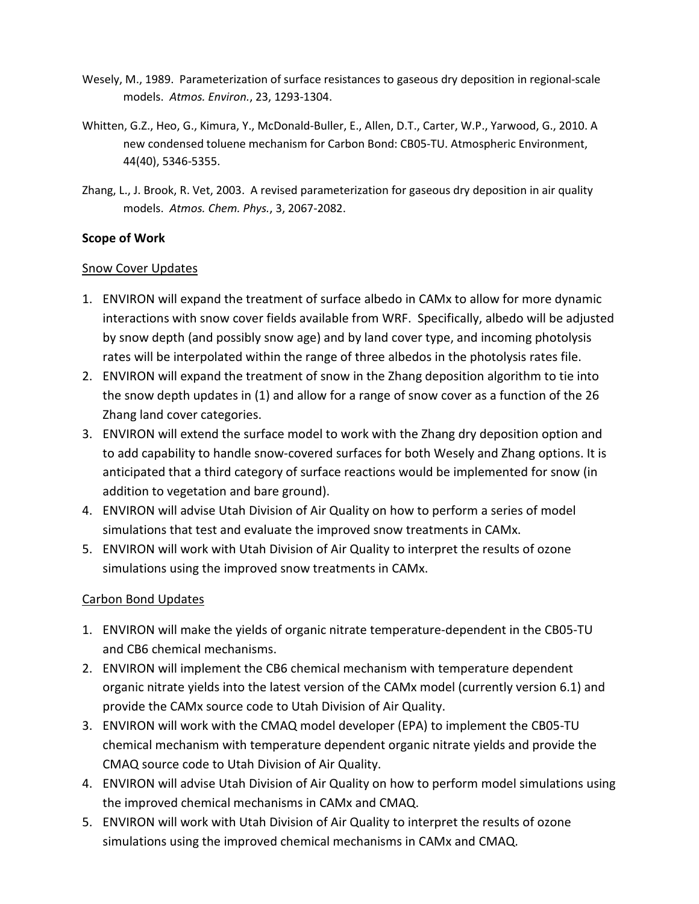Wesely, M., 1989. Parameterization of surface resistances to gaseous dry deposition in regional-scale models. *Atmos. Environ.*, 23, 1293-1304.

Whitten, G.Z., Heo, G., Kimura, Y., McDonald-Buller, E., Allen, D.T., Carter, W.P., Yarwood, G., 2010. A new condensed toluene mechanism for Carbon Bond: CB05-TU. Atmospheric Environment, 44(40), 5346-5355.

Zhang, L., J. Brook, R. Vet, 2003. A revised parameterization for gaseous dry deposition in air quality models. *Atmos. Chem. Phys.*, 3, 2067-2082.

**Scope of Work**

Snow Cover Updates

1. ENVIRON will expand the treatment of surface albedo in CAMx to allow for more dynamic interactions with snow cover fields available from WRF. Specifically, albedo will be adjusted by snow depth (and possibly snow age) and by land cover type, and incoming photolysis rates will be interpolated within the range of three albedos in the photolysis rates file.
2. ENVIRON will expand the treatment of snow in the Zhang deposition algorithm to tie into the snow depth updates in (1) and allow for a range of snow cover as a function of the 26 Zhang land cover categories.
3. ENVIRON will extend the surface model to work with the Zhang dry deposition option and to add capability to handle snow-covered surfaces for both Wesely and Zhang options. It is anticipated that a third category of surface reactions would be implemented for snow (in addition to vegetation and bare ground).
4. ENVIRON will advise Utah Division of Air Quality on how to perform a series of model simulations that test and evaluate the improved snow treatments in CAMx.
5. ENVIRON will work with Utah Division of Air Quality to interpret the results of ozone simulations using the improved snow treatments in CAMx.

Carbon Bond Updates

1. ENVIRON will make the yields of organic nitrate temperature-dependent in the CB05-TU and CB6 chemical mechanisms.
2. ENVIRON will implement the CB6 chemical mechanism with temperature dependent organic nitrate yields into the latest version of the CAMx model (currently version 6.1) and provide the CAMx source code to Utah Division of Air Quality.
3. ENVIRON will work with the CMAQ model developer (EPA) to implement the CB05-TU chemical mechanism with temperature dependent organic nitrate yields and provide the CMAQ source code to Utah Division of Air Quality.
4. ENVIRON will advise Utah Division of Air Quality on how to perform model simulations using the improved chemical mechanisms in CAMx and CMAQ.
5. ENVIRON will work with Utah Division of Air Quality to interpret the results of ozone simulations using the improved chemical mechanisms in CAMx and CMAQ.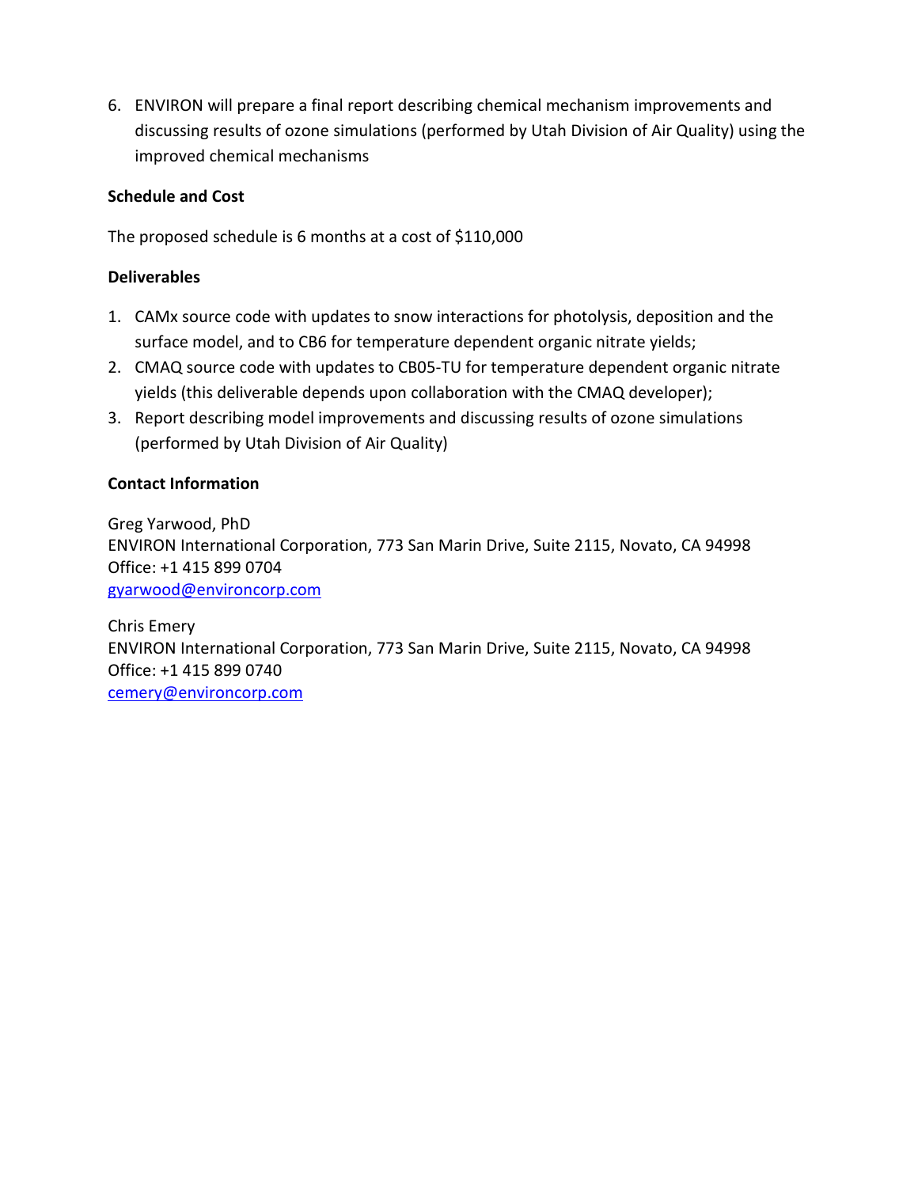6. ENVIRON will prepare a final report describing chemical mechanism improvements and discussing results of ozone simulations (performed by Utah Division of Air Quality) using the improved chemical mechanisms

**Schedule and Cost**

The proposed schedule is 6 months at a cost of $110,000

**Deliverables**

1. CAMx source code with updates to snow interactions for photolysis, deposition and the surface model, and to CB6 for temperature dependent organic nitrate yields;
2. CMAQ source code with updates to CB05-TU for temperature dependent organic nitrate yields (this deliverable depends upon collaboration with the CMAQ developer);
3. Report describing model improvements and discussing results of ozone simulations (performed by Utah Division of Air Quality)

**Contact Information**

Greg Yarwood, PhD
ENVIRON International Corporation, 773 San Marin Drive, Suite 2115, Novato, CA 94998
Office: +1 415 899 0704
gyarwood@environcorp.com

Chris Emery
ENVIRON International Corporation, 773 San Marin Drive, Suite 2115, Novato, CA 94998
Office: +1 415 899 0740
cemery@environcorp.com